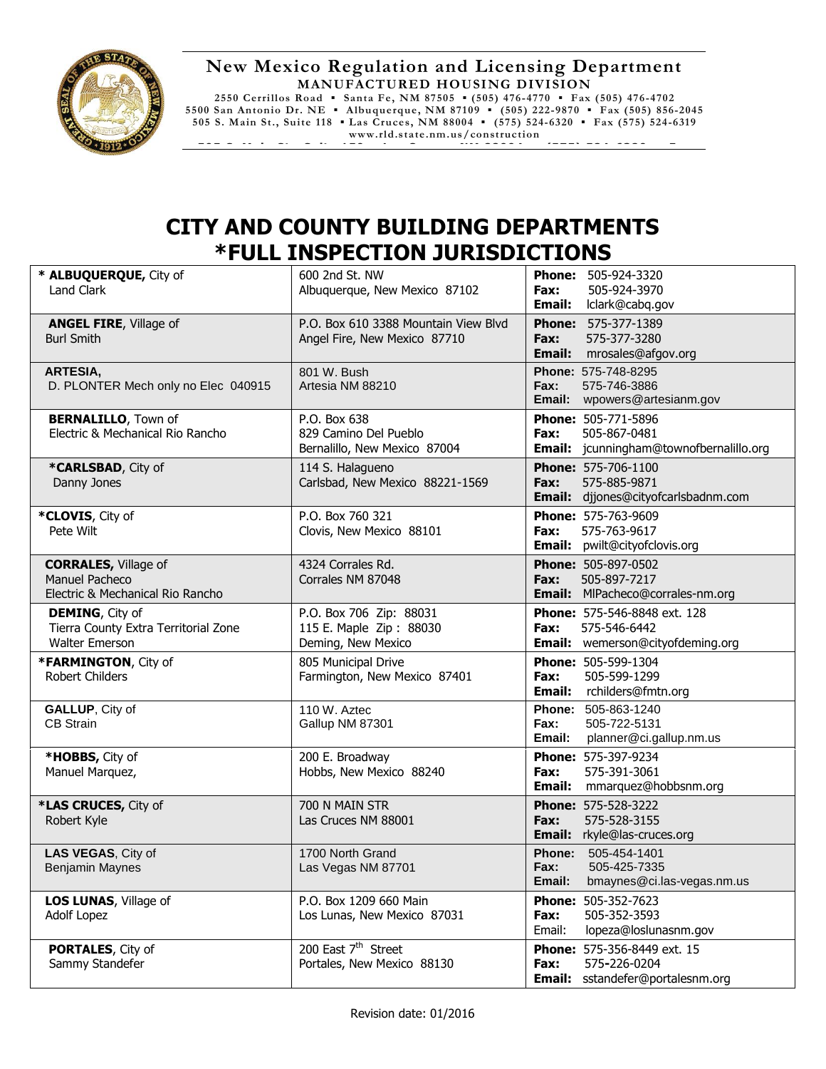## New Mexico Regulation and Licensing Department

**MANUFACTURED HOUSING DIVISION**

2550 Cerrillos Road ▪ Santa Fe, NM 87505 ▪ (505) 476-4770 ▪ Fax (505) 476-4702
5500 San Antonio Dr. NE ▪ Albuquerque, NM 87109 ▪ (505) 222-9870 ▪ Fax (505) 856-2045
505 S. Main St., Suite 118 ▪ Las Cruces, NM 88004 ▪ (575) 524-6320 ▪ Fax (575) 524-6319
www.rld.state.nm.us/construction

# CITY AND COUNTY BUILDING DEPARTMENTS
# *FULL INSPECTION JURISDICTIONS

| Jurisdiction | Address | Contact |
|---|---|---|
| * **ALBUQUERQUE,** City of<br>Land Clark | 600 2nd St. NW<br>Albuquerque, New Mexico 87102 | **Phone:** 505-924-3320<br>**Fax:** 505-924-3970<br>**Email:** lclark@cabq.gov |
| **ANGEL FIRE**, Village of<br>Burl Smith | P.O. Box 610 3388 Mountain View Blvd<br>Angel Fire, New Mexico 87710 | **Phone:** 575-377-1389<br>**Fax:** 575-377-3280<br>**Email:** mrosales@afgov.org |
| **ARTESIA,**<br>D. PLONTER Mech only no Elec 040915 | 801 W. Bush<br>Artesia NM 88210 | **Phone:** 575-748-8295<br>**Fax:** 575-746-3886<br>**Email:** wpowers@artesianm.gov |
| **BERNALILLO**, Town of<br>Electric & Mechanical Rio Rancho | P.O. Box 638<br>829 Camino Del Pueblo<br>Bernalillo, New Mexico 87004 | **Phone:** 505-771-5896<br>**Fax:** 505-867-0481<br>**Email:** jcunningham@townofbernalillo.org |
| ***CARLSBAD**, City of<br>Danny Jones | 114 S. Halagueno<br>Carlsbad, New Mexico 88221-1569 | **Phone:** 575-706-1100<br>**Fax:** 575-885-9871<br>**Email:** djjones@cityofcarlsbadnm.com |
| ***CLOVIS**, City of<br>Pete Wilt | P.O. Box 760 321<br>Clovis, New Mexico 88101 | **Phone:** 575-763-9609<br>**Fax:** 575-763-9617<br>**Email:** pwilt@cityofclovis.org |
| **CORRALES,** Village of<br>Manuel Pacheco<br>Electric & Mechanical Rio Rancho | 4324 Corrales Rd.<br>Corrales NM 87048 | **Phone:** 505-897-0502<br>**Fax:** 505-897-7217<br>**Email:** MlPacheco@corrales-nm.org |
| **DEMING**, City of<br>Tierra County Extra Territorial Zone<br>Walter Emerson | P.O. Box 706 Zip: 88031<br>115 E. Maple Zip : 88030<br>Deming, New Mexico | **Phone:** 575-546-8848 ext. 128<br>**Fax:** 575-546-6442<br>**Email:** wemerson@cityofdeming.org |
| ***FARMINGTON**, City of<br>Robert Childers | 805 Municipal Drive<br>Farmington, New Mexico 87401 | **Phone:** 505-599-1304<br>**Fax:** 505-599-1299<br>**Email:** rchilders@fmtn.org |
| **GALLUP**, City of<br>CB Strain | 110 W. Aztec<br>Gallup NM 87301 | **Phone:** 505-863-1240<br>**Fax:** 505-722-5131<br>**Email:** planner@ci.gallup.nm.us |
| ***HOBBS,** City of<br>Manuel Marquez, | 200 E. Broadway<br>Hobbs, New Mexico 88240 | **Phone:** 575-397-9234<br>**Fax:** 575-391-3061<br>**Email:** mmarquez@hobbsnm.org |
| ***LAS CRUCES,** City of<br>Robert Kyle | 700 N MAIN STR<br>Las Cruces NM 88001 | **Phone:** 575-528-3222<br>**Fax:** 575-528-3155<br>**Email:** rkyle@las-cruces.org |
| **LAS VEGAS**, City of<br>Benjamin Maynes | 1700 North Grand<br>Las Vegas NM 87701 | **Phone:** 505-454-1401<br>**Fax:** 505-425-7335<br>**Email:** bmaynes@ci.las-vegas.nm.us |
| **LOS LUNAS**, Village of<br>Adolf Lopez | P.O. Box 1209 660 Main<br>Los Lunas, New Mexico 87031 | **Phone:** 505-352-7623<br>**Fax:** 505-352-3593<br>Email: lopeza@loslunasnm.gov |
| **PORTALES**, City of<br>Sammy Standefer | 200 East 7th Street<br>Portales, New Mexico 88130 | **Phone:** 575-356-8449 ext. 15<br>**Fax:** 575-226-0204<br>**Email:** sstandefer@portalesnm.org |

Revision date: 01/2016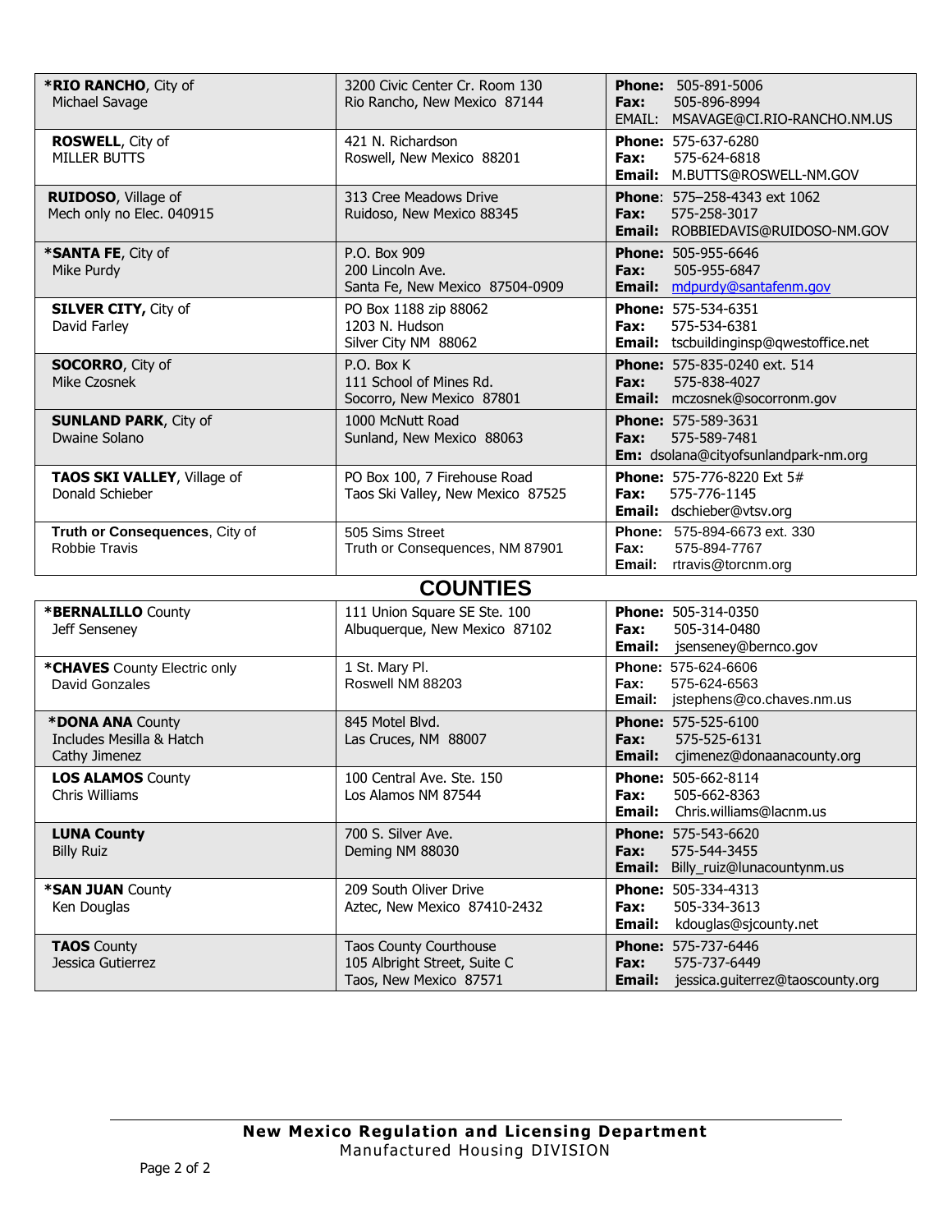| | | |
|---|---|---|
| ***RIO RANCHO**, City of<br>Michael Savage | 3200 Civic Center Cr. Room 130<br>Rio Rancho, New Mexico 87144 | **Phone:** 505-891-5006<br>**Fax:** 505-896-8994<br>EMAIL: MSAVAGE@CI.RIO-RANCHO.NM.US |
| **ROSWELL**, City of<br>MILLER BUTTS | 421 N. Richardson<br>Roswell, New Mexico 88201 | **Phone:** 575-637-6280<br>**Fax:** 575-624-6818<br>**Email:** M.BUTTS@ROSWELL-NM.GOV |
| **RUIDOSO**, Village of<br>Mech only no Elec. 040915 | 313 Cree Meadows Drive<br>Ruidoso, New Mexico 88345 | **Phone**: 575–258-4343 ext 1062<br>**Fax:** 575-258-3017<br>**Email:** ROBBIEDAVIS@RUIDOSO-NM.GOV |
| ***SANTA FE**, City of<br>Mike Purdy | P.O. Box 909<br>200 Lincoln Ave.<br>Santa Fe, New Mexico 87504-0909 | **Phone:** 505-955-6646<br>**Fax:** 505-955-6847<br>**Email:** mdpurdy@santafenm.gov |
| **SILVER CITY,** City of<br>David Farley | PO Box 1188 zip 88062<br>1203 N. Hudson<br>Silver City NM 88062 | **Phone:** 575-534-6351<br>**Fax:** 575-534-6381<br>**Email:** tscbuildinginsp@qwestoffice.net |
| **SOCORRO**, City of<br>Mike Czosnek | P.O. Box K<br>111 School of Mines Rd.<br>Socorro, New Mexico 87801 | **Phone:** 575-835-0240 ext. 514<br>**Fax:** 575-838-4027<br>**Email:** mczosnek@socorronm.gov |
| **SUNLAND PARK**, City of<br>Dwaine Solano | 1000 McNutt Road<br>Sunland, New Mexico 88063 | **Phone:** 575-589-3631<br>**Fax:** 575-589-7481<br>**Em:** dsolana@cityofsunlandpark-nm.org |
| **TAOS SKI VALLEY**, Village of<br>Donald Schieber | PO Box 100, 7 Firehouse Road<br>Taos Ski Valley, New Mexico 87525 | **Phone:** 575-776-8220 Ext 5#<br>**Fax:** 575-776-1145<br>**Email:** dschieber@vtsv.org |
| **Truth or Consequences**, City of<br>Robbie Travis | 505 Sims Street<br>Truth or Consequences, NM 87901 | **Phone:** 575-894-6673 ext. 330<br>**Fax:** 575-894-7767<br>**Email:** rtravis@torcnm.org |

## COUNTIES

| | | |
|---|---|---|
| ***BERNALILLO** County<br>Jeff Senseney | 111 Union Square SE Ste. 100<br>Albuquerque, New Mexico 87102 | **Phone:** 505-314-0350<br>**Fax:** 505-314-0480<br>**Email:** jsenseney@bernco.gov |
| ***CHAVES** County Electric only<br>David Gonzales | 1 St. Mary Pl.<br>Roswell NM 88203 | **Phone:** 575-624-6606<br>**Fax:** 575-624-6563<br>**Email:** jstephens@co.chaves.nm.us |
| ***DONA ANA** County<br>Includes Mesilla & Hatch<br>Cathy Jimenez | 845 Motel Blvd.<br>Las Cruces, NM 88007 | **Phone:** 575-525-6100<br>**Fax:** 575-525-6131<br>**Email:** cjimenez@donaanacounty.org |
| **LOS ALAMOS** County<br>Chris Williams | 100 Central Ave. Ste. 150<br>Los Alamos NM 87544 | **Phone:** 505-662-8114<br>**Fax:** 505-662-8363<br>**Email:** Chris.williams@lacnm.us |
| **LUNA County**<br>Billy Ruiz | 700 S. Silver Ave.<br>Deming NM 88030 | **Phone:** 575-543-6620<br>**Fax:** 575-544-3455<br>**Email:** Billy_ruiz@lunacountynm.us |
| ***SAN JUAN** County<br>Ken Douglas | 209 South Oliver Drive<br>Aztec, New Mexico 87410-2432 | **Phone:** 505-334-4313<br>**Fax:** 505-334-3613<br>**Email:** kdouglas@sjcounty.net |
| **TAOS** County<br>Jessica Gutierrez | Taos County Courthouse<br>105 Albright Street, Suite C<br>Taos, New Mexico 87571 | **Phone:** 575-737-6446<br>**Fax:** 575-737-6449<br>**Email:** jessica.guiterrez@taoscounty.org |

**New Mexico Regulation and Licensing Department**
Manufactured Housing DIVISION